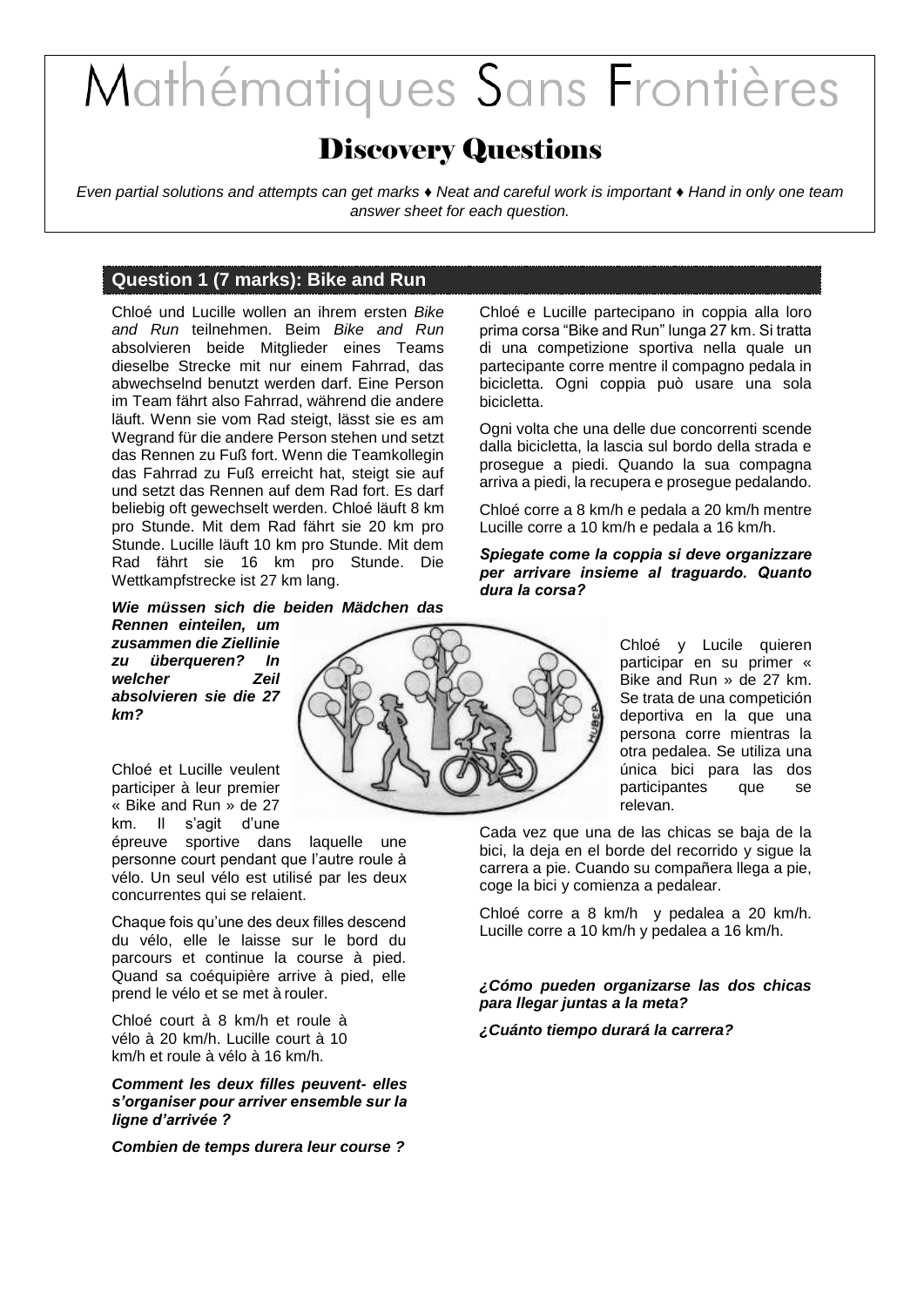# Mathématiques Sans Frontières

## Discovery Questions

*Even partial solutions and attempts can get marks ♦ Neat and careful work is important ♦ Hand in only one team answer sheet for each question.*

### Question 1 (7 marks): Bike and Run

Chloé und Lucille wollen an ihrem ersten *Bike and Run* teilnehmen. Beim *Bike and Run* absolvieren beide Mitglieder eines Teams dieselbe Strecke mit nur einem Fahrrad, das abwechselnd benutzt werden darf. Eine Person im Team fährt also Fahrrad, während die andere läuft. Wenn sie vom Rad steigt, lässt sie es am Wegrand für die andere Person stehen und setzt das Rennen zu Fuß fort. Wenn die Teamkollegin das Fahrrad zu Fuß erreicht hat, steigt sie auf und setzt das Rennen auf dem Rad fort. Es darf beliebig oft gewechselt werden. Chloé läuft 8 km pro Stunde. Mit dem Rad fährt sie 20 km pro Stunde. Lucille läuft 10 km pro Stunde. Mit dem Rad fährt sie 16 km pro Stunde. Die Wettkampfstrecke ist 27 km lang.

***Wie müssen sich die beiden Mädchen das Rennen einteilen, um zusammen die Ziellinie zu überqueren? In welcher Zeil absolvieren sie die 27 km?***

Chloé et Lucille veulent participer à leur premier « Bike and Run » de 27 km. Il s'agit d'une épreuve sportive dans laquelle une personne court pendant que l'autre roule à vélo. Un seul vélo est utilisé par les deux concurrentes qui se relaient.

Chaque fois qu'une des deux filles descend du vélo, elle le laisse sur le bord du parcours et continue la course à pied. Quand sa coéquipière arrive à pied, elle prend le vélo et se met à rouler.

Chloé court à 8 km/h et roule à vélo à 20 km/h. Lucille court à 10 km/h et roule à vélo à 16 km/h.

***Comment les deux filles peuvent- elles s'organiser pour arriver ensemble sur la ligne d'arrivée ?***

***Combien de temps durera leur course ?***

Chloé e Lucille partecipano in coppia alla loro prima corsa "Bike and Run" lunga 27 km. Si tratta di una competizione sportiva nella quale un partecipante corre mentre il compagno pedala in bicicletta. Ogni coppia può usare una sola bicicletta.

Ogni volta che una delle due concorrenti scende dalla bicicletta, la lascia sul bordo della strada e prosegue a piedi. Quando la sua compagna arriva a piedi, la recupera e prosegue pedalando.

Chloé corre a 8 km/h e pedala a 20 km/h mentre Lucille corre a 10 km/h e pedala a 16 km/h.

***Spiegate come la coppia si deve organizzare per arrivare insieme al traguardo. Quanto dura la corsa?***

Chloé y Lucile quieren participar en su primer « Bike and Run » de 27 km. Se trata de una competición deportiva en la que una persona corre mientras la otra pedalea. Se utiliza una única bici para las dos participantes que se relevan.

Cada vez que una de las chicas se baja de la bici, la deja en el borde del recorrido y sigue la carrera a pie. Cuando su compañera llega a pie, coge la bici y comienza a pedalear.

Chloé corre a 8 km/h y pedalea a 20 km/h. Lucille corre a 10 km/h y pedalea a 16 km/h.

***¿Cómo pueden organizarse las dos chicas para llegar juntas a la meta?***

***¿Cuánto tiempo durará la carrera?***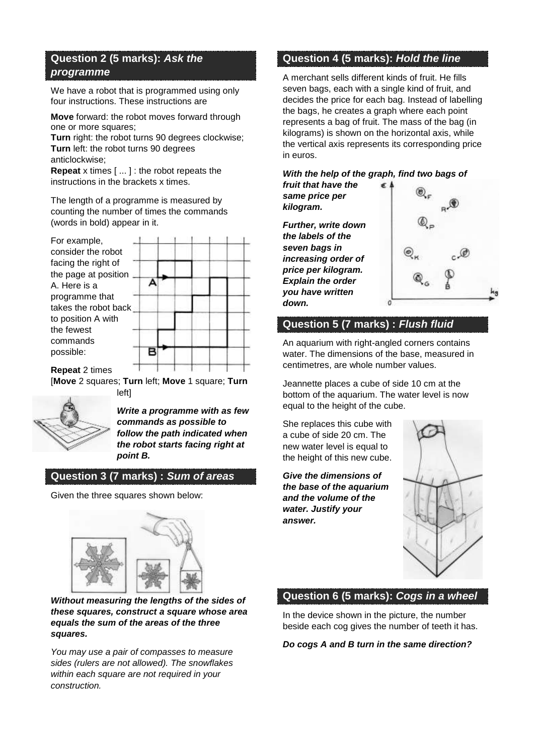## Question 2 (5 marks): *Ask the programme*

We have a robot that is programmed using only four instructions. These instructions are

**Move** forward: the robot moves forward through one or more squares;
**Turn** right: the robot turns 90 degrees clockwise;
**Turn** left: the robot turns 90 degrees anticlockwise;
**Repeat** x times [ ... ] : the robot repeats the instructions in the brackets x times.

The length of a programme is measured by counting the number of times the commands (words in bold) appear in it.

For example, consider the robot facing the right of the page at position A. Here is a programme that takes the robot back to position A with the fewest commands possible:

**Repeat** 2 times
[**Move** 2 squares; **Turn** left; **Move** 1 square; **Turn** left]

***Write a programme with as few commands as possible to follow the path indicated when the robot starts facing right at point B.***

## Question 3 (7 marks) : *Sum of areas*

Given the three squares shown below:

***Without measuring the lengths of the sides of these squares, construct a square whose area equals the sum of the areas of the three squares.***

*You may use a pair of compasses to measure sides (rulers are not allowed). The snowflakes within each square are not required in your construction.*

## Question 4 (5 marks): *Hold the line*

A merchant sells different kinds of fruit. He fills seven bags, each with a single kind of fruit, and decides the price for each bag. Instead of labelling the bags, he creates a graph where each point represents a bag of fruit. The mass of the bag (in kilograms) is shown on the horizontal axis, while the vertical axis represents its corresponding price in euros.

***With the help of the graph, find two bags of fruit that have the same price per kilogram.***

***Further, write down the labels of the seven bags in increasing order of price per kilogram. Explain the order you have written down.***

## Question 5 (7 marks) : *Flush fluid*

An aquarium with right-angled corners contains water. The dimensions of the base, measured in centimetres, are whole number values.

Jeannette places a cube of side 10 cm at the bottom of the aquarium. The water level is now equal to the height of the cube.

She replaces this cube with a cube of side 20 cm. The new water level is equal to the height of this new cube.

***Give the dimensions of the base of the aquarium and the volume of the water. Justify your answer.***

## Question 6 (5 marks): *Cogs in a wheel*

In the device shown in the picture, the number beside each cog gives the number of teeth it has.

***Do cogs A and B turn in the same direction?***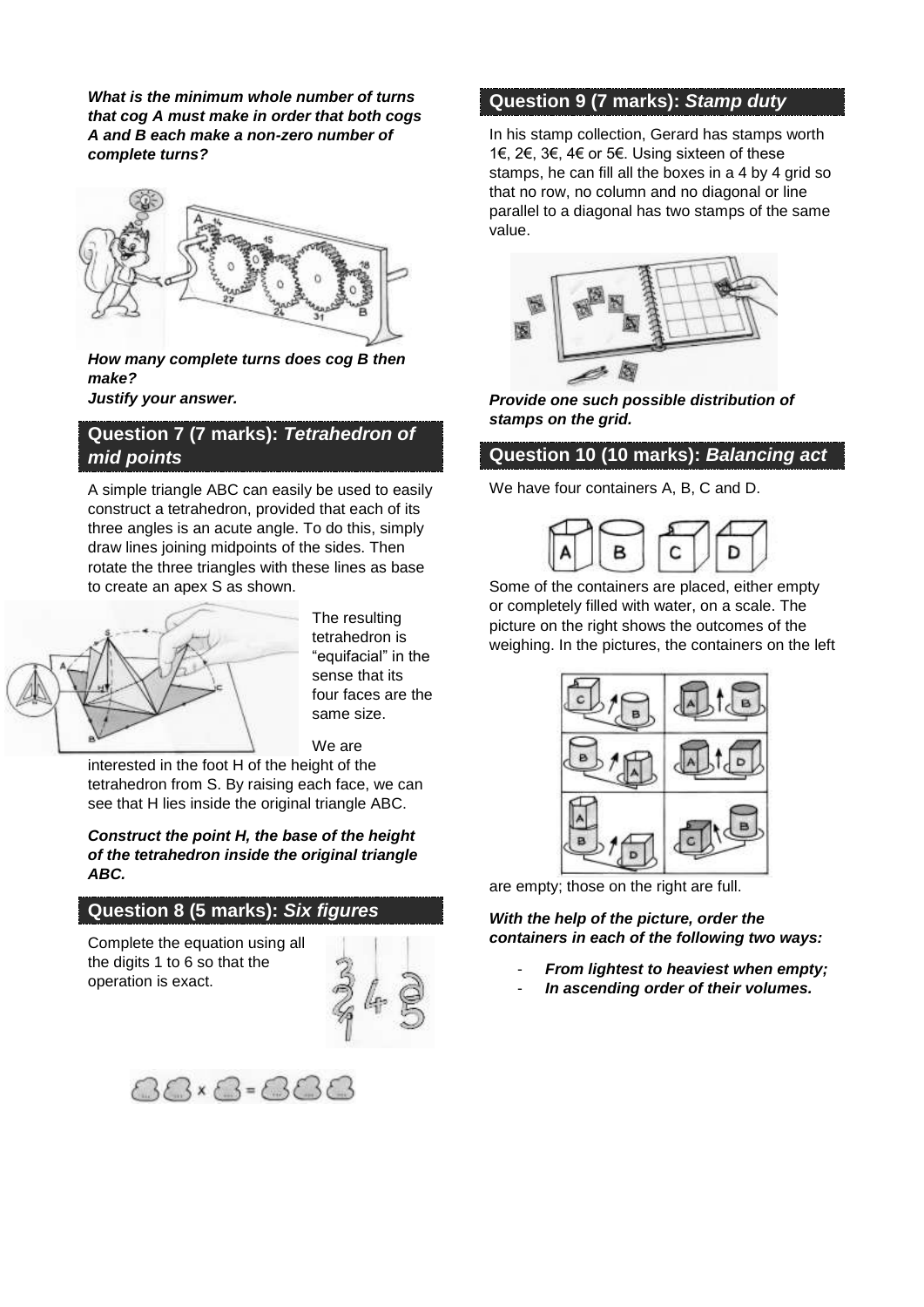***What is the minimum whole number of turns that cog A must make in order that both cogs A and B each make a non-zero number of complete turns?***

***How many complete turns does cog B then make?***
***Justify your answer.***

## Question 7 (7 marks): *Tetrahedron of mid points*

A simple triangle ABC can easily be used to easily construct a tetrahedron, provided that each of its three angles is an acute angle. To do this, simply draw lines joining midpoints of the sides. Then rotate the three triangles with these lines as base to create an apex S as shown.

The resulting tetrahedron is "equifacial" in the sense that its four faces are the same size.

We are interested in the foot H of the height of the tetrahedron from S. By raising each face, we can see that H lies inside the original triangle ABC.

***Construct the point H, the base of the height of the tetrahedron inside the original triangle ABC.***

## Question 8 (5 marks): *Six figures*

Complete the equation using all the digits 1 to 6 so that the operation is exact.

$$\square\square \times \square = \square\square\square$$

## Question 9 (7 marks): *Stamp duty*

In his stamp collection, Gerard has stamps worth 1€, 2€, 3€, 4€ or 5€. Using sixteen of these stamps, he can fill all the boxes in a 4 by 4 grid so that no row, no column and no diagonal or line parallel to a diagonal has two stamps of the same value.

***Provide one such possible distribution of stamps on the grid.***

## Question 10 (10 marks): *Balancing act*

We have four containers A, B, C and D.

Some of the containers are placed, either empty or completely filled with water, on a scale. The picture on the right shows the outcomes of the weighing. In the pictures, the containers on the left are empty; those on the right are full.

***With the help of the picture, order the containers in each of the following two ways:***

- ***From lightest to heaviest when empty;***
- ***In ascending order of their volumes.***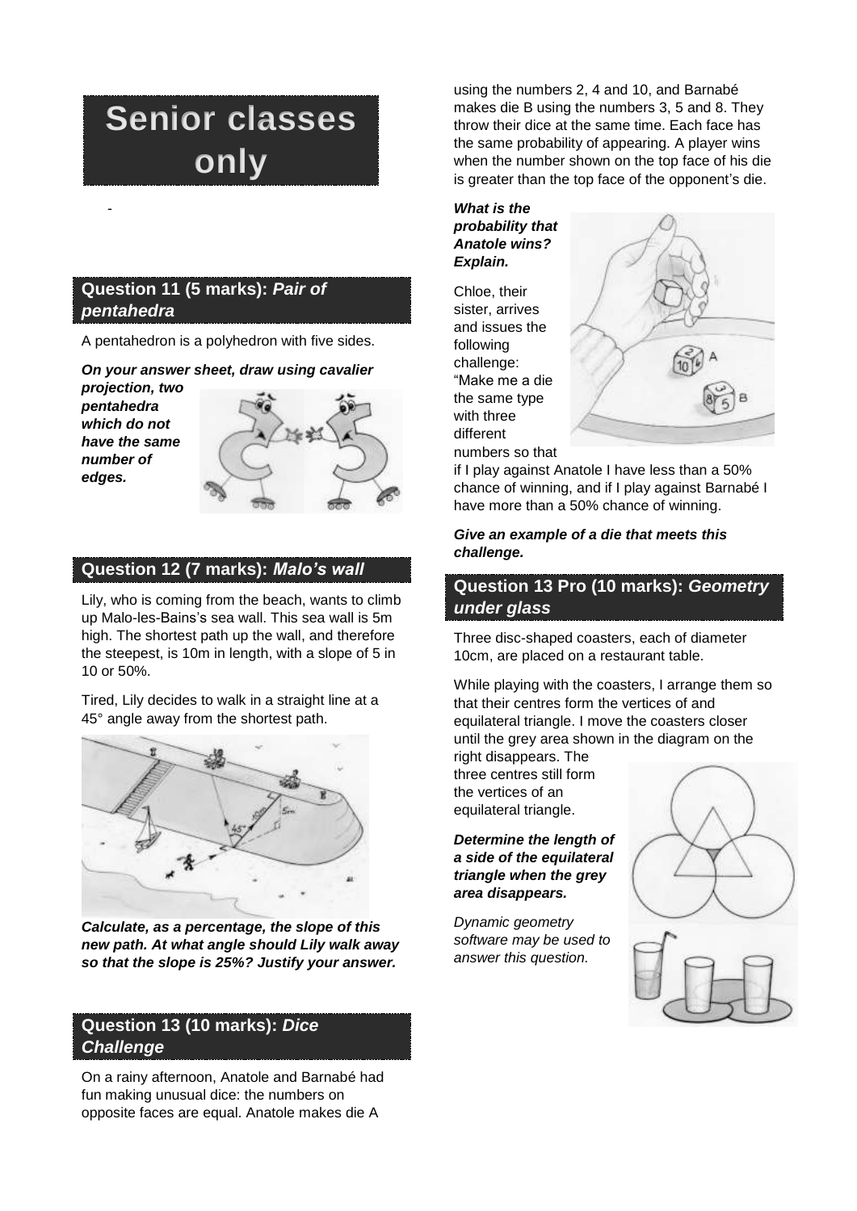# Senior classes only

-

## Question 11 (5 marks): *Pair of pentahedra*

A pentahedron is a polyhedron with five sides.

***On your answer sheet, draw using cavalier projection, two pentahedra which do not have the same number of edges.***

## Question 12 (7 marks): *Malo's wall*

Lily, who is coming from the beach, wants to climb up Malo-les-Bains's sea wall. This sea wall is 5m high. The shortest path up the wall, and therefore the steepest, is 10m in length, with a slope of 5 in 10 or 50%.

Tired, Lily decides to walk in a straight line at a 45° angle away from the shortest path.

***Calculate, as a percentage, the slope of this new path. At what angle should Lily walk away so that the slope is 25%? Justify your answer.***

## Question 13 (10 marks): *Dice Challenge*

On a rainy afternoon, Anatole and Barnabé had fun making unusual dice: the numbers on opposite faces are equal. Anatole makes die A using the numbers 2, 4 and 10, and Barnabé makes die B using the numbers 3, 5 and 8. They throw their dice at the same time. Each face has the same probability of appearing. A player wins when the number shown on the top face of his die is greater than the top face of the opponent's die.

***What is the probability that Anatole wins? Explain.***

Chloe, their sister, arrives and issues the following challenge: "Make me a die the same type with three different numbers so that if I play against Anatole I have less than a 50% chance of winning, and if I play against Barnabé I have more than a 50% chance of winning.

***Give an example of a die that meets this challenge.***

## Question 13 Pro (10 marks): *Geometry under glass*

Three disc-shaped coasters, each of diameter 10cm, are placed on a restaurant table.

While playing with the coasters, I arrange them so that their centres form the vertices of and equilateral triangle. I move the coasters closer until the grey area shown in the diagram on the right disappears. The three centres still form the vertices of an equilateral triangle.

***Determine the length of a side of the equilateral triangle when the grey area disappears.***

*Dynamic geometry software may be used to answer this question.*